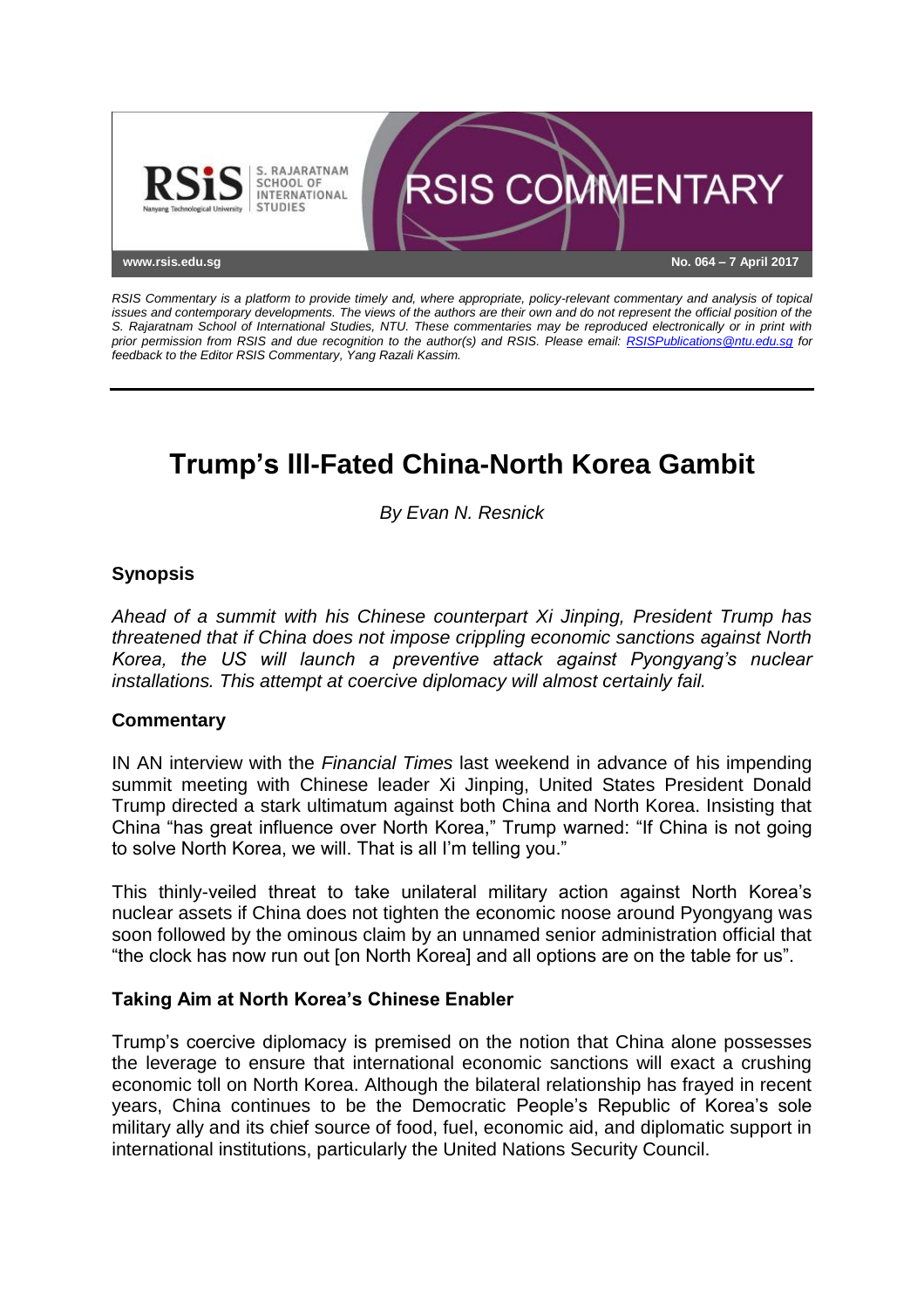RSIS COMMENTARY

www.rsis.edu.sg

No. 064 – 7 April 2017

*RSIS Commentary is a platform to provide timely and, where appropriate, policy-relevant commentary and analysis of topical issues and contemporary developments. The views of the authors are their own and do not represent the official position of the S. Rajaratnam School of International Studies, NTU. These commentaries may be reproduced electronically or in print with prior permission from RSIS and due recognition to the author(s) and RSIS. Please email: RSISPublications@ntu.edu.sg for feedback to the Editor RSIS Commentary, Yang Razali Kassim.*

# Trump's Ill-Fated China-North Korea Gambit

*By Evan N. Resnick*

## Synopsis

*Ahead of a summit with his Chinese counterpart Xi Jinping, President Trump has threatened that if China does not impose crippling economic sanctions against North Korea, the US will launch a preventive attack against Pyongyang's nuclear installations. This attempt at coercive diplomacy will almost certainly fail.*

## Commentary

IN AN interview with the *Financial Times* last weekend in advance of his impending summit meeting with Chinese leader Xi Jinping, United States President Donald Trump directed a stark ultimatum against both China and North Korea. Insisting that China "has great influence over North Korea," Trump warned: "If China is not going to solve North Korea, we will. That is all I'm telling you."

This thinly-veiled threat to take unilateral military action against North Korea's nuclear assets if China does not tighten the economic noose around Pyongyang was soon followed by the ominous claim by an unnamed senior administration official that "the clock has now run out [on North Korea] and all options are on the table for us".

### Taking Aim at North Korea's Chinese Enabler

Trump's coercive diplomacy is premised on the notion that China alone possesses the leverage to ensure that international economic sanctions will exact a crushing economic toll on North Korea. Although the bilateral relationship has frayed in recent years, China continues to be the Democratic People's Republic of Korea's sole military ally and its chief source of food, fuel, economic aid, and diplomatic support in international institutions, particularly the United Nations Security Council.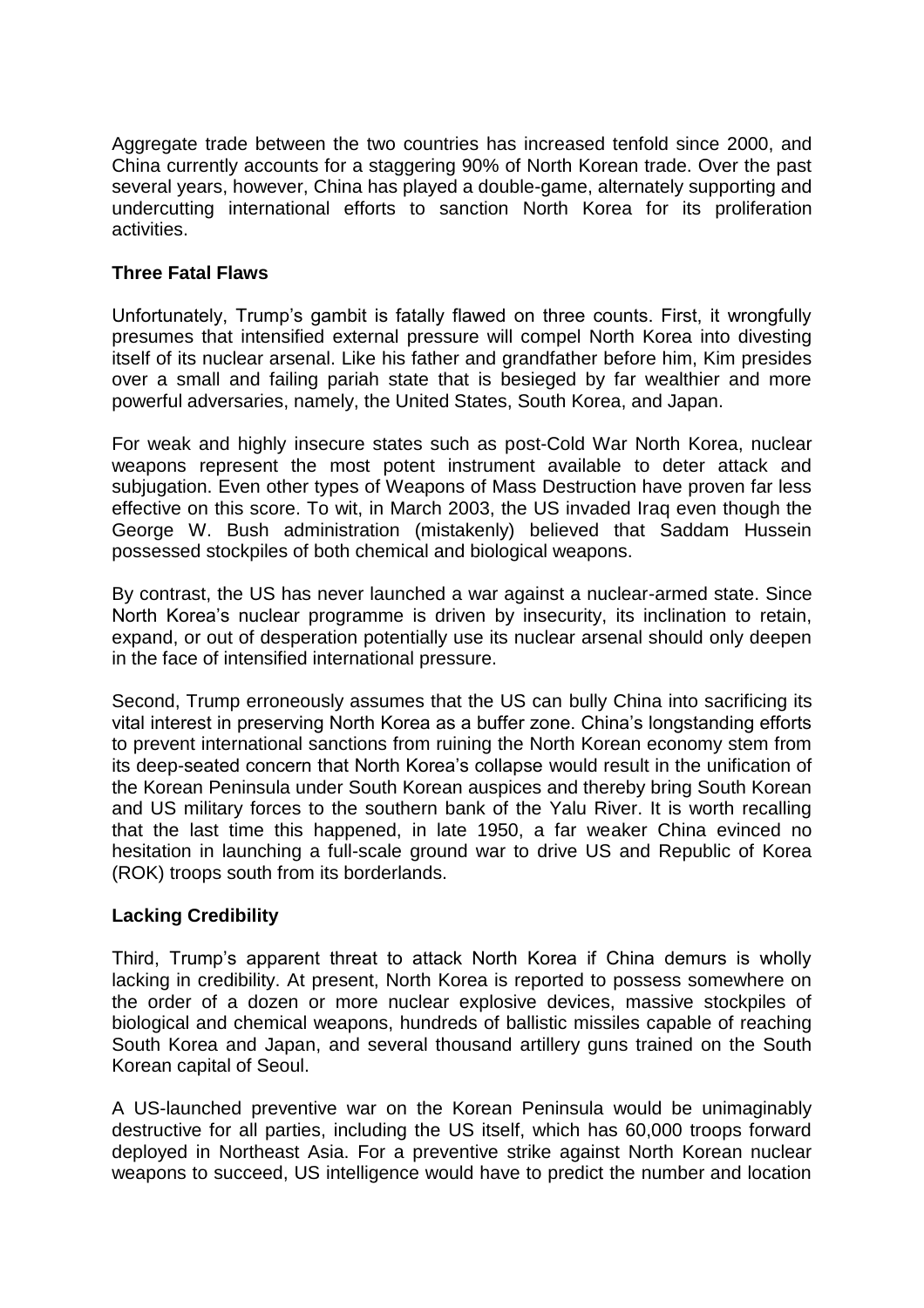Aggregate trade between the two countries has increased tenfold since 2000, and China currently accounts for a staggering 90% of North Korean trade. Over the past several years, however, China has played a double-game, alternately supporting and undercutting international efforts to sanction North Korea for its proliferation activities.

**Three Fatal Flaws**

Unfortunately, Trump's gambit is fatally flawed on three counts. First, it wrongfully presumes that intensified external pressure will compel North Korea into divesting itself of its nuclear arsenal. Like his father and grandfather before him, Kim presides over a small and failing pariah state that is besieged by far wealthier and more powerful adversaries, namely, the United States, South Korea, and Japan.

For weak and highly insecure states such as post-Cold War North Korea, nuclear weapons represent the most potent instrument available to deter attack and subjugation. Even other types of Weapons of Mass Destruction have proven far less effective on this score. To wit, in March 2003, the US invaded Iraq even though the George W. Bush administration (mistakenly) believed that Saddam Hussein possessed stockpiles of both chemical and biological weapons.

By contrast, the US has never launched a war against a nuclear-armed state. Since North Korea's nuclear programme is driven by insecurity, its inclination to retain, expand, or out of desperation potentially use its nuclear arsenal should only deepen in the face of intensified international pressure.

Second, Trump erroneously assumes that the US can bully China into sacrificing its vital interest in preserving North Korea as a buffer zone. China's longstanding efforts to prevent international sanctions from ruining the North Korean economy stem from its deep-seated concern that North Korea's collapse would result in the unification of the Korean Peninsula under South Korean auspices and thereby bring South Korean and US military forces to the southern bank of the Yalu River. It is worth recalling that the last time this happened, in late 1950, a far weaker China evinced no hesitation in launching a full-scale ground war to drive US and Republic of Korea (ROK) troops south from its borderlands.

**Lacking Credibility**

Third, Trump's apparent threat to attack North Korea if China demurs is wholly lacking in credibility. At present, North Korea is reported to possess somewhere on the order of a dozen or more nuclear explosive devices, massive stockpiles of biological and chemical weapons, hundreds of ballistic missiles capable of reaching South Korea and Japan, and several thousand artillery guns trained on the South Korean capital of Seoul.

A US-launched preventive war on the Korean Peninsula would be unimaginably destructive for all parties, including the US itself, which has 60,000 troops forward deployed in Northeast Asia. For a preventive strike against North Korean nuclear weapons to succeed, US intelligence would have to predict the number and location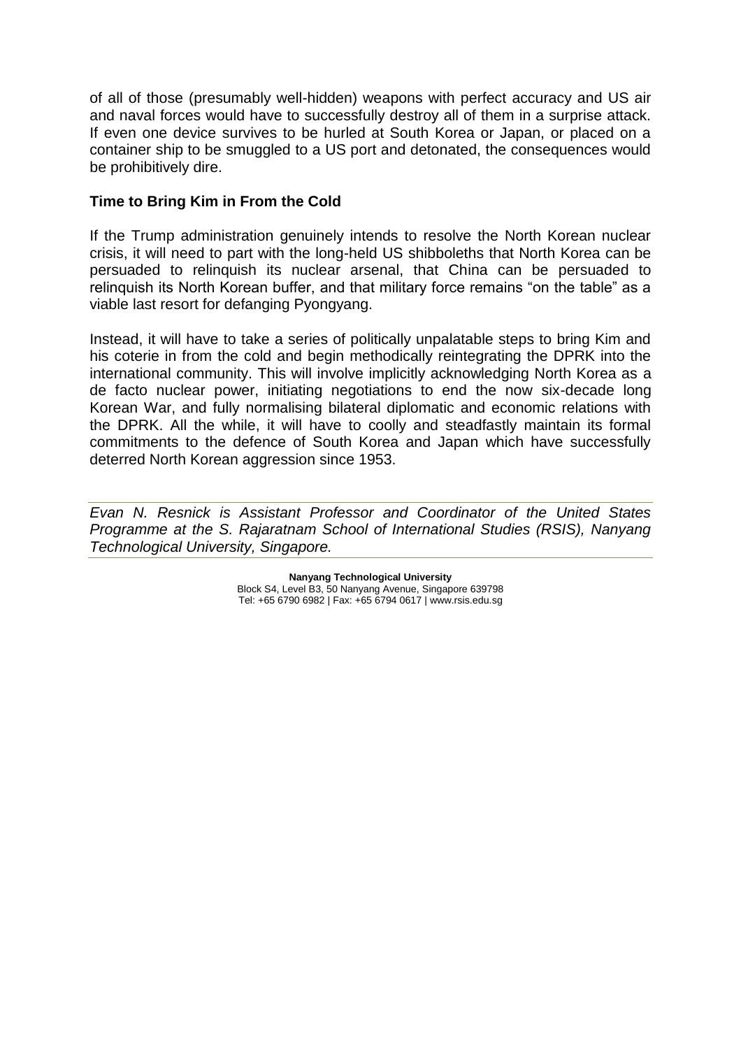of all of those (presumably well-hidden) weapons with perfect accuracy and US air and naval forces would have to successfully destroy all of them in a surprise attack. If even one device survives to be hurled at South Korea or Japan, or placed on a container ship to be smuggled to a US port and detonated, the consequences would be prohibitively dire.

## Time to Bring Kim in From the Cold

If the Trump administration genuinely intends to resolve the North Korean nuclear crisis, it will need to part with the long-held US shibboleths that North Korea can be persuaded to relinquish its nuclear arsenal, that China can be persuaded to relinquish its North Korean buffer, and that military force remains "on the table" as a viable last resort for defanging Pyongyang.

Instead, it will have to take a series of politically unpalatable steps to bring Kim and his coterie in from the cold and begin methodically reintegrating the DPRK into the international community. This will involve implicitly acknowledging North Korea as a de facto nuclear power, initiating negotiations to end the now six-decade long Korean War, and fully normalising bilateral diplomatic and economic relations with the DPRK. All the while, it will have to coolly and steadfastly maintain its formal commitments to the defence of South Korea and Japan which have successfully deterred North Korean aggression since 1953.

---

*Evan N. Resnick is Assistant Professor and Coordinator of the United States Programme at the S. Rajaratnam School of International Studies (RSIS), Nanyang Technological University, Singapore.*

---

**Nanyang Technological University**
Block S4, Level B3, 50 Nanyang Avenue, Singapore 639798
Tel: +65 6790 6982 | Fax: +65 6794 0617 | www.rsis.edu.sg